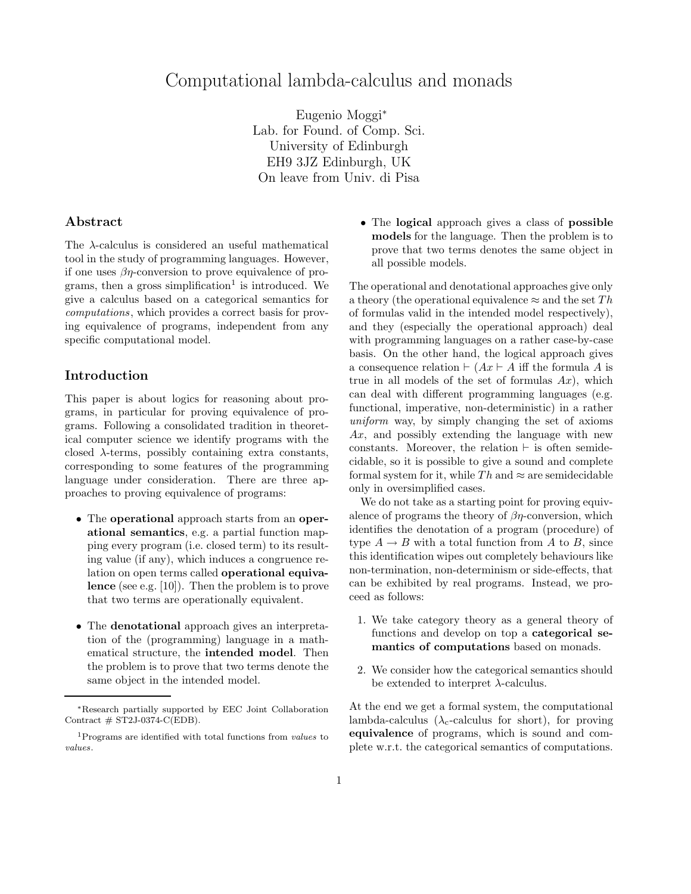# Computational lambda-calculus and monads

Eugenio Moggi*
Lab. for Found. of Comp. Sci.
University of Edinburgh
EH9 3JZ Edinburgh, UK
On leave from Univ. di Pisa

## Abstract

The $\lambda$-calculus is considered an useful mathematical tool in the study of programming languages. However, if one uses $\beta\eta$-conversion to prove equivalence of programs, then a gross simplification[1] is introduced. We give a calculus based on a categorical semantics for *computations*, which provides a correct basis for proving equivalence of programs, independent from any specific computational model.

## Introduction

This paper is about logics for reasoning about programs, in particular for proving equivalence of programs. Following a consolidated tradition in theoretical computer science we identify programs with the closed $\lambda$-terms, possibly containing extra constants, corresponding to some features of the programming language under consideration. There are three approaches to proving equivalence of programs:

- The **operational** approach starts from an **operational semantics**, e.g. a partial function mapping every program (i.e. closed term) to its resulting value (if any), which induces a congruence relation on open terms called **operational equivalence** (see e.g. [10]). Then the problem is to prove that two terms are operationally equivalent.
- The **denotational** approach gives an interpretation of the (programming) language in a mathematical structure, the **intended model**. Then the problem is to prove that two terms denote the same object in the intended model.
- The **logical** approach gives a class of **possible models** for the language. Then the problem is to prove that two terms denotes the same object in all possible models.

The operational and denotational approaches give only a theory (the operational equivalence $\approx$ and the set $Th$ of formulas valid in the intended model respectively), and they (especially the operational approach) deal with programming languages on a rather case-by-case basis. On the other hand, the logical approach gives a consequence relation $\vdash$ ($Ax \vdash A$ iff the formula $A$ is true in all models of the set of formulas $Ax$), which can deal with different programming languages (e.g. functional, imperative, non-deterministic) in a rather *uniform* way, by simply changing the set of axioms $Ax$, and possibly extending the language with new constants. Moreover, the relation $\vdash$ is often semidecidable, so it is possible to give a sound and complete formal system for it, while $Th$ and $\approx$ are semidecidable only in oversimplified cases.

We do not take as a starting point for proving equivalence of programs the theory of $\beta\eta$-conversion, which identifies the denotation of a program (procedure) of type $A \to B$ with a total function from $A$ to $B$, since this identification wipes out completely behaviours like non-termination, non-determinism or side-effects, that can be exhibited by real programs. Instead, we proceed as follows:

1. We take category theory as a general theory of functions and develop on top a **categorical semantics of computations** based on monads.
2. We consider how the categorical semantics should be extended to interpret $\lambda$-calculus.

At the end we get a formal system, the computational lambda-calculus ($\lambda_c$-calculus for short), for proving **equivalence** of programs, which is sound and complete w.r.t. the categorical semantics of computations.

---

*Research partially supported by EEC Joint Collaboration Contract # ST2J-0374-C(EDB).

[1] Programs are identified with total functions from *values* to *values*.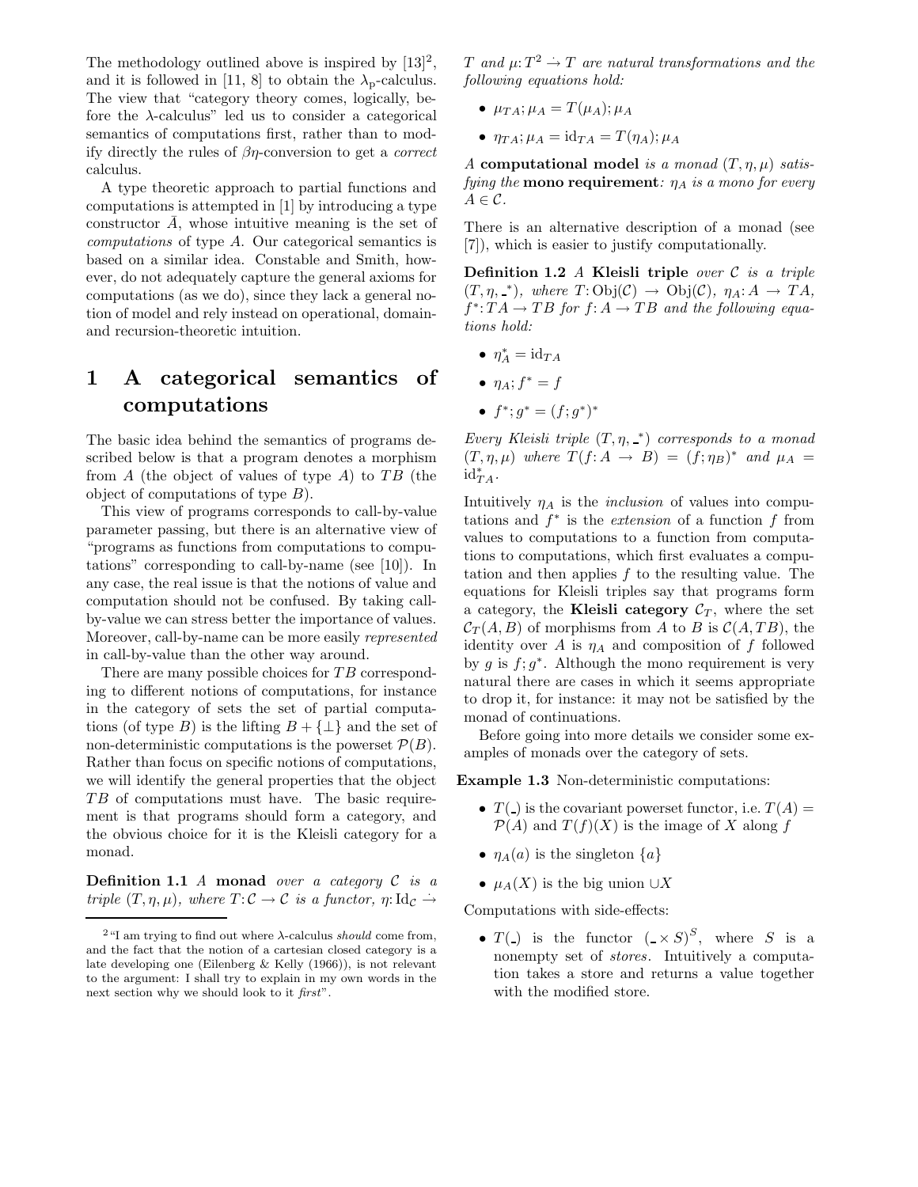The methodology outlined above is inspired by [13][2], and it is followed in [11, 8] to obtain the $\lambda_p$-calculus. The view that "category theory comes, logically, before the $\lambda$-calculus" led us to consider a categorical semantics of computations first, rather than to modify directly the rules of $\beta\eta$-conversion to get a *correct* calculus.

A type theoretic approach to partial functions and computations is attempted in [1] by introducing a type constructor $\bar{A}$, whose intuitive meaning is the set of *computations* of type $A$. Our categorical semantics is based on a similar idea. Constable and Smith, however, do not adequately capture the general axioms for computations (as we do), since they lack a general notion of model and rely instead on operational, domain- and recursion-theoretic intuition.

# 1 A categorical semantics of computations

The basic idea behind the semantics of programs described below is that a program denotes a morphism from $A$ (the object of values of type $A$) to $TB$ (the object of computations of type $B$).

This view of programs corresponds to call-by-value parameter passing, but there is an alternative view of "programs as functions from computations to computations" corresponding to call-by-name (see [10]). In any case, the real issue is that the notions of value and computation should not be confused. By taking call-by-value we can stress better the importance of values. Moreover, call-by-name can be more easily *represented* in call-by-value than the other way around.

There are many possible choices for $TB$ corresponding to different notions of computations, for instance in the category of sets the set of partial computations (of type $B$) is the lifting $B + \{\bot\}$ and the set of non-deterministic computations is the powerset $\mathcal{P}(B)$. Rather than focus on specific notions of computations, we will identify the general properties that the object $TB$ of computations must have. The basic requirement is that programs should form a category, and the obvious choice for it is the Kleisli category for a monad.

**Definition 1.1** *A* **monad** *over a category $\mathcal{C}$ is a triple $(T, \eta, \mu)$, where $T: \mathcal{C} \to \mathcal{C}$ is a functor, $\eta: \mathrm{Id}_{\mathcal{C}} \dot{\to} T$ and $\mu: T^2 \dot{\to} T$ are natural transformations and the following equations hold:*

- $\mu_{TA}; \mu_A = T(\mu_A); \mu_A$
- $\eta_{TA}; \mu_A = \mathrm{id}_{TA} = T(\eta_A); \mu_A$

*A* **computational model** *is a monad $(T, \eta, \mu)$ satisfying the* **mono requirement***: $\eta_A$ is a mono for every $A \in \mathcal{C}$.*

There is an alternative description of a monad (see [7]), which is easier to justify computationally.

**Definition 1.2** *A* **Kleisli triple** *over $\mathcal{C}$ is a triple $(T, \eta, \_^*)$, where $T: \mathrm{Obj}(\mathcal{C}) \to \mathrm{Obj}(\mathcal{C})$, $\eta_A: A \to TA$, $f^*: TA \to TB$ for $f: A \to TB$ and the following equations hold:*

- $\eta_A^* = \mathrm{id}_{TA}$
- $\eta_A; f^* = f$
- $f^*; g^* = (f; g^*)^*$

*Every Kleisli triple $(T, \eta, \_^*)$ corresponds to a monad $(T, \eta, \mu)$ where $T(f: A \to B) = (f; \eta_B)^*$ and $\mu_A = \mathrm{id}_{TA}^*$.*

Intuitively $\eta_A$ is the *inclusion* of values into computations and $f^*$ is the *extension* of a function $f$ from values to computations to a function from computations to computations, which first evaluates a computation and then applies $f$ to the resulting value. The equations for Kleisli triples say that programs form a category, the **Kleisli category** $\mathcal{C}_T$, where the set $\mathcal{C}_T(A, B)$ of morphisms from $A$ to $B$ is $\mathcal{C}(A, TB)$, the identity over $A$ is $\eta_A$ and composition of $f$ followed by $g$ is $f; g^*$. Although the mono requirement is very natural there are cases in which it seems appropriate to drop it, for instance: it may not be satisfied by the monad of continuations.

Before going into more details we consider some examples of monads over the category of sets.

**Example 1.3** Non-deterministic computations:

- $T(\_)$ is the covariant powerset functor, i.e. $T(A) = \mathcal{P}(A)$ and $T(f)(X)$ is the image of $X$ along $f$
- $\eta_A(a)$ is the singleton $\{a\}$
- $\mu_A(X)$ is the big union $\cup X$

Computations with side-effects:

- $T(\_)$ is the functor $(\_ \times S)^S$, where $S$ is a nonempty set of *stores*. Intuitively a computation takes a store and returns a value together with the modified store.

[2] "I am trying to find out where $\lambda$-calculus *should* come from, and the fact that the notion of a cartesian closed category is a late developing one (Eilenberg & Kelly (1966)), is not relevant to the argument: I shall try to explain in my own words in the next section why we should look to it *first*".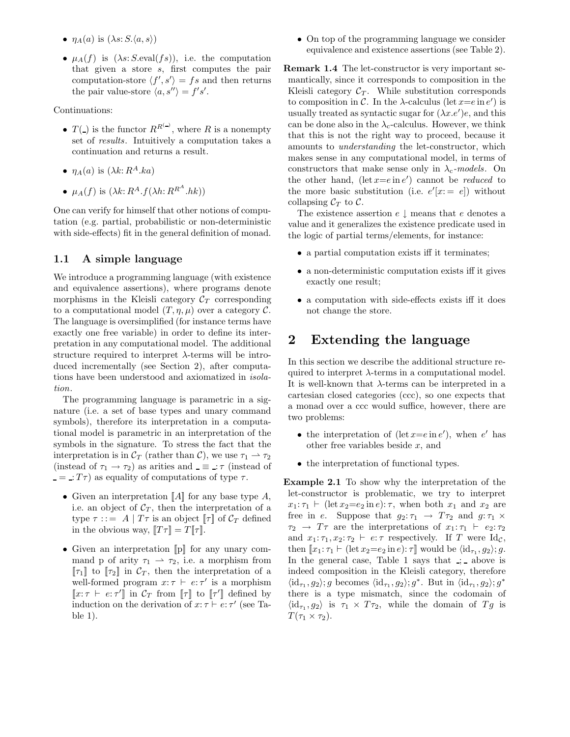- $\eta_A(a)$ is $(\lambda s{:}\,S.\langle a, s\rangle)$
- $\mu_A(f)$ is $(\lambda s{:}\,S.\mathrm{eval}(fs))$, i.e. the computation that given a store $s$, first computes the pair computation-store $\langle f', s'\rangle = fs$ and then returns the pair value-store $\langle a, s''\rangle = f's'$.

Continuations:

- $T(\_)$ is the functor $R^{R^{(\_)}}$, where $R$ is a nonempty set of *results*. Intuitively a computation takes a continuation and returns a result.
- $\eta_A(a)$ is $(\lambda k{:}\,R^A.ka)$
- $\mu_A(f)$ is $(\lambda k{:}\,R^A.f(\lambda h{:}\,R^{R^A}.hk))$

One can verify for himself that other notions of computation (e.g. partial, probabilistic or non-deterministic with side-effects) fit in the general definition of monad.

### 1.1 A simple language

We introduce a programming language (with existence and equivalence assertions), where programs denote morphisms in the Kleisli category $\mathcal{C}_T$ corresponding to a computational model $(T, \eta, \mu)$ over a category $\mathcal{C}$. The language is oversimplified (for instance terms have exactly one free variable) in order to define its interpretation in any computational model. The additional structure required to interpret $\lambda$-terms will be introduced incrementally (see Section 2), after computations have been understood and axiomatized in *isolation*.

The programming language is parametric in a signature (i.e. a set of base types and unary command symbols), therefore its interpretation in a computational model is parametric in an interpretation of the symbols in the signature. To stress the fact that the interpretation is in $\mathcal{C}_T$ (rather than $\mathcal{C}$), we use $\tau_1 \rightharpoonup \tau_2$ (instead of $\tau_1 \to \tau_2$) as arities and $\_ \equiv \_{:}\,\tau$ (instead of $\_ = \_{:}\,T\tau$) as equality of computations of type $\tau$.

- Given an interpretation $[\![A]\!]$ for any base type $A$, i.e. an object of $\mathcal{C}_T$, then the interpretation of a type $\tau ::= A \mid T\tau$ is an object $[\![\tau]\!]$ of $\mathcal{C}_T$ defined in the obvious way, $[\![T\tau]\!] = T[\![\tau]\!]$.
- Given an interpretation $[\![\mathrm{p}]\!]$ for any unary command p of arity $\tau_1 \rightharpoonup \tau_2$, i.e. a morphism from $[\![\tau_1]\!]$ to $[\![\tau_2]\!]$ in $\mathcal{C}_T$, then the interpretation of a well-formed program $x{:}\,\tau \vdash e{:}\,\tau'$ is a morphism $[\![x{:}\,\tau \vdash e{:}\,\tau']\!]$ in $\mathcal{C}_T$ from $[\![\tau]\!]$ to $[\![\tau']\!]$ defined by induction on the derivation of $x{:}\,\tau \vdash e{:}\,\tau'$ (see Table 1).
- On top of the programming language we consider equivalence and existence assertions (see Table 2).

**Remark 1.4** The let-constructor is very important semantically, since it corresponds to composition in the Kleisli category $\mathcal{C}_T$. While substitution corresponds to composition in $\mathcal{C}$. In the $\lambda$-calculus $(\mathrm{let}\, x{=}e \,\mathrm{in}\, e')$ is usually treated as syntactic sugar for $(\lambda x.e')e$, and this can be done also in the $\lambda_c$-calculus. However, we think that this is not the right way to proceed, because it amounts to *understanding* the let-constructor, which makes sense in any computational model, in terms of constructors that make sense only in $\lambda_c$-*models*. On the other hand, $(\mathrm{let}\, x{=}e \,\mathrm{in}\, e')$ cannot be *reduced* to the more basic substitution (i.e. $e'[x{:=}\; e]$) without collapsing $\mathcal{C}_T$ to $\mathcal{C}$.

The existence assertion $e\downarrow$ means that $e$ denotes a value and it generalizes the existence predicate used in the logic of partial terms/elements, for instance:

- a partial computation exists iff it terminates;
- a non-deterministic computation exists iff it gives exactly one result;
- a computation with side-effects exists iff it does not change the store.

## 2 Extending the language

In this section we describe the additional structure required to interpret $\lambda$-terms in a computational model. It is well-known that $\lambda$-terms can be interpreted in a cartesian closed categories (ccc), so one expects that a monad over a ccc would suffice, however, there are two problems:

- the interpretation of $(\mathrm{let}\, x{=}e \,\mathrm{in}\, e')$, when $e'$ has other free variables beside $x$, and
- the interpretation of functional types.

**Example 2.1** To show why the interpretation of the let-constructor is problematic, we try to interpret $x_1{:}\,\tau_1 \vdash (\mathrm{let}\, x_2{=}e_2 \,\mathrm{in}\, e){:}\,\tau$, when both $x_1$ and $x_2$ are free in $e$. Suppose that $g_2{:}\,\tau_1 \to T\tau_2$ and $g{:}\,\tau_1 \times \tau_2 \to T\tau$ are the interpretations of $x_1{:}\,\tau_1 \vdash e_2{:}\,\tau_2$ and $x_1{:}\,\tau_1, x_2{:}\,\tau_2 \vdash e{:}\,\tau$ respectively. If $T$ were $\mathrm{Id}_{\mathcal{C}}$, then $[\![x_1{:}\,\tau_1 \vdash (\mathrm{let}\, x_2{=}e_2 \,\mathrm{in}\, e){:}\,\tau]\!]$ would be $\langle \mathrm{id}_{\tau_1}, g_2\rangle; g$. In the general case, Table 1 says that $\_;\_$ above is indeed composition in the Kleisli category, therefore $\langle \mathrm{id}_{\tau_1}, g_2\rangle; g$ becomes $\langle \mathrm{id}_{\tau_1}, g_2\rangle; g^*$. But in $\langle \mathrm{id}_{\tau_1}, g_2\rangle; g^*$ there is a type mismatch, since the codomain of $\langle \mathrm{id}_{\tau_1}, g_2\rangle$ is $\tau_1 \times T\tau_2$, while the domain of $Tg$ is $T(\tau_1 \times \tau_2)$.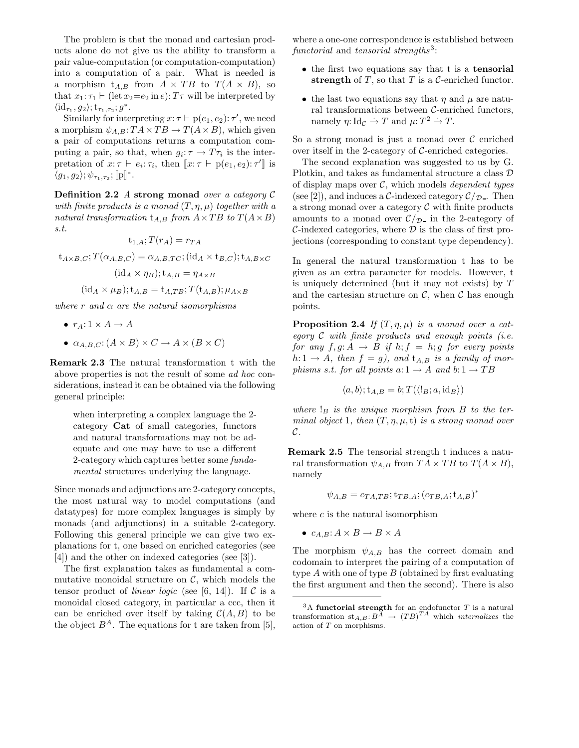The problem is that the monad and cartesian products alone do not give us the ability to transform a pair value-computation (or computation-computation) into a computation of a pair. What is needed is a morphism $\mathrm{t}_{A,B}$ from $A \times TB$ to $T(A \times B)$, so that $x_1{:}\,\tau_1 \vdash (\mathrm{let}\, x_2{=}e_2 \,\mathrm{in}\, e){:}\,T\tau$ will be interpreted by $\langle \mathrm{id}_{\tau_1}, g_2\rangle; \mathrm{t}_{\tau_1,\tau_2}; g^*$.

Similarly for interpreting $x{:}\,\tau \vdash \mathrm{p}(e_1, e_2){:}\,\tau'$, we need a morphism $\psi_{A,B}{:}\, TA \times TB \to T(A \times B)$, which given a pair of computations returns a computation computing a pair, so that, when $g_i{:}\,\tau \to T\tau_i$ is the interpretation of $x{:}\,\tau \vdash e_i{:}\,\tau_i$, then $[\![x{:}\,\tau \vdash \mathrm{p}(e_1, e_2){:}\,\tau']\!]$ is $\langle g_1, g_2\rangle; \psi_{\tau_1,\tau_2}; [\![\mathrm{p}]\!]^*$.

**Definition 2.2** *A* **strong monad** *over a category $\mathcal{C}$ with finite products is a monad $(T, \eta, \mu)$ together with a natural transformation $\mathrm{t}_{A,B}$ from $A \times TB$ to $T(A \times B)$ s.t.*

$$\mathrm{t}_{1,A}; T(r_A) = r_{TA}$$

$$\mathrm{t}_{A\times B,C}; T(\alpha_{A,B,C}) = \alpha_{A,B,TC}; (\mathrm{id}_A \times \mathrm{t}_{B,C}); \mathrm{t}_{A,B\times C}$$

$$(\mathrm{id}_A \times \eta_B); \mathrm{t}_{A,B} = \eta_{A\times B}$$

$$(\mathrm{id}_A \times \mu_B); \mathrm{t}_{A,B} = \mathrm{t}_{A,TB}; T(\mathrm{t}_{A,B}); \mu_{A\times B}$$

*where $r$ and $\alpha$ are the natural isomorphisms*

- $r_A{:}\,1 \times A \to A$
- $\alpha_{A,B,C}{:}\,(A \times B) \times C \to A \times (B \times C)$

**Remark 2.3** The natural transformation t with the above properties is not the result of some *ad hoc* considerations, instead it can be obtained via the following general principle:

> when interpreting a complex language the 2-category **Cat** of small categories, functors and natural transformations may not be adequate and one may have to use a different 2-category which captures better some *fundamental* structures underlying the language.

Since monads and adjunctions are 2-category concepts, the most natural way to model computations (and datatypes) for more complex languages is simply by monads (and adjunctions) in a suitable 2-category. Following this general principle we can give two explanations for t, one based on enriched categories (see [4]) and the other on indexed categories (see [3]).

The first explanation takes as fundamental a commutative monoidal structure on $\mathcal{C}$, which models the tensor product of *linear logic* (see [6, 14]). If $\mathcal{C}$ is a monoidal closed category, in particular a ccc, then it can be enriched over itself by taking $\mathcal{C}(A, B)$ to be the object $B^A$. The equations for t are taken from [5], where a one-one correspondence is established between *functorial* and *tensorial strengths*[3]:

- the first two equations say that t is a **tensorial strength** of $T$, so that $T$ is a $\mathcal{C}$-enriched functor.
- the last two equations say that $\eta$ and $\mu$ are natural transformations between $\mathcal{C}$-enriched functors, namely $\eta{:}\,\mathrm{Id}_{\mathcal{C}} \dot{\to} T$ and $\mu{:}\,T^2 \dot{\to} T$.

So a strong monad is just a monad over $\mathcal{C}$ enriched over itself in the 2-category of $\mathcal{C}$-enriched categories.

The second explanation was suggested to us by G. Plotkin, and takes as fundamental structure a class $\mathcal{D}$ of display maps over $\mathcal{C}$, which models *dependent types* (see [2]), and induces a $\mathcal{C}$-indexed category $\mathcal{C}/_{\mathcal{D}\_}$. Then a strong monad over a category $\mathcal{C}$ with finite products amounts to a monad over $\mathcal{C}/_{\mathcal{D}\_}$ in the 2-category of $\mathcal{C}$-indexed categories, where $\mathcal{D}$ is the class of first projections (corresponding to constant type dependency).

In general the natural transformation t has to be given as an extra parameter for models. However, t is uniquely determined (but it may not exists) by $T$ and the cartesian structure on $\mathcal{C}$, when $\mathcal{C}$ has enough points.

**Proposition 2.4** *If $(T, \eta, \mu)$ is a monad over a category $\mathcal{C}$ with finite products and enough points (i.e. for any $f, g{:}\,A \to B$ if $h; f = h; g$ for every points $h{:}\,1 \to A$, then $f = g$), and $\mathrm{t}_{A,B}$ is a family of morphisms s.t. for all points $a{:}\,1 \to A$ and $b{:}\,1 \to TB$*

$$\langle a, b\rangle; \mathrm{t}_{A,B} = b; T(\langle !_B; a, \mathrm{id}_B\rangle)$$

*where $!_B$ is the unique morphism from $B$ to the terminal object 1, then $(T, \eta, \mu, \mathrm{t})$ is a strong monad over $\mathcal{C}$.*

**Remark 2.5** The tensorial strength t induces a natural transformation $\psi_{A,B}$ from $TA \times TB$ to $T(A \times B)$, namely

$$\psi_{A,B} = c_{TA,TB}; \mathrm{t}_{TB,A}; (c_{TB,A}; \mathrm{t}_{A,B})^*$$

where $c$ is the natural isomorphism

- $c_{A,B}{:}\,A \times B \to B \times A$

The morphism $\psi_{A,B}$ has the correct domain and codomain to interpret the pairing of a computation of type $A$ with one of type $B$ (obtained by first evaluating the first argument and then the second). There is also

[3] A **functorial strength** for an endofunctor $T$ is a natural transformation $\mathrm{st}_{A,B}{:}\,B^A \to (TB)^{TA}$ which *internalizes* the action of $T$ on morphisms.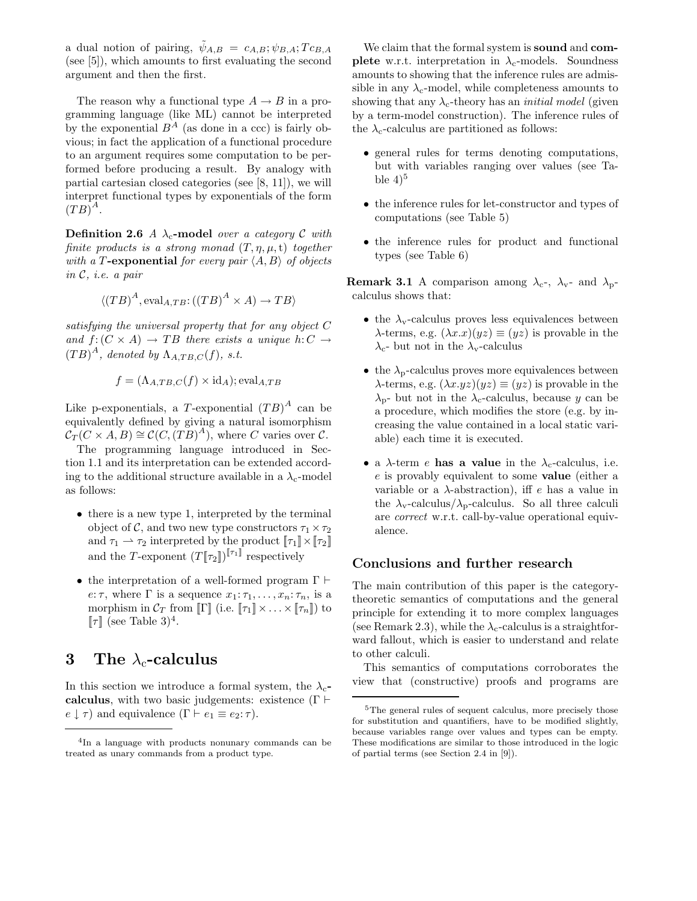a dual notion of pairing, $\tilde{\psi}_{A,B} = c_{A,B}; \psi_{B,A}; Tc_{B,A}$ (see [5]), which amounts to first evaluating the second argument and then the first.

The reason why a functional type $A \to B$ in a programming language (like ML) cannot be interpreted by the exponential $B^A$ (as done in a ccc) is fairly obvious; in fact the application of a functional procedure to an argument requires some computation to be performed before producing a result. By analogy with partial cartesian closed categories (see [8, 11]), we will interpret functional types by exponentials of the form $(TB)^A$.

**Definition 2.6** *A* $\lambda_c$**-model** *over a category* $\mathcal{C}$ *with finite products is a strong monad* $(T, \eta, \mu, \mathrm{t})$ *together with a* $T$**-exponential** *for every pair* $\langle A, B \rangle$ *of objects in* $\mathcal{C}$*, i.e. a pair*

$$\langle (TB)^A, \mathrm{eval}_{A,TB} \colon ((TB)^A \times A) \to TB \rangle$$

*satisfying the universal property that for any object* $C$ *and* $f \colon (C \times A) \to TB$ *there exists a unique* $h \colon C \to (TB)^A$*, denoted by* $\Lambda_{A,TB,C}(f)$*, s.t.*

$$f = (\Lambda_{A,TB,C}(f) \times \mathrm{id}_A); \mathrm{eval}_{A,TB}$$

Like p-exponentials, a $T$-exponential $(TB)^A$ can be equivalently defined by giving a natural isomorphism $\mathcal{C}_T(C \times A, B) \cong \mathcal{C}(C, (TB)^A)$, where $C$ varies over $\mathcal{C}$.

The programming language introduced in Section 1.1 and its interpretation can be extended according to the additional structure available in a $\lambda_c$-model as follows:

- there is a new type 1, interpreted by the terminal object of $\mathcal{C}$, and two new type constructors $\tau_1 \times \tau_2$ and $\tau_1 \rightharpoonup \tau_2$ interpreted by the product $[\![\tau_1]\!] \times [\![\tau_2]\!]$ and the $T$-exponent $(T[\![\tau_2]\!])^{[\![\tau_1]\!]}$ respectively
- the interpretation of a well-formed program $\Gamma \vdash e \colon \tau$, where $\Gamma$ is a sequence $x_1 \colon \tau_1, \ldots, x_n \colon \tau_n$, is a morphism in $\mathcal{C}_T$ from $[\![\Gamma]\!]$ (i.e. $[\![\tau_1]\!] \times \ldots \times [\![\tau_n]\!]$) to $[\![\tau]\!]$ (see Table 3)[4].

# 3 The $\lambda_c$-calculus

In this section we introduce a formal system, the $\lambda_c$-**calculus**, with two basic judgements: existence ($\Gamma \vdash e \downarrow \tau$) and equivalence ($\Gamma \vdash e_1 \equiv e_2 \colon \tau$).

We claim that the formal system is **sound** and **complete** w.r.t. interpretation in $\lambda_c$-models. Soundness amounts to showing that the inference rules are admissible in any $\lambda_c$-model, while completeness amounts to showing that any $\lambda_c$-theory has an *initial model* (given by a term-model construction). The inference rules of the $\lambda_c$-calculus are partitioned as follows:

- general rules for terms denoting computations, but with variables ranging over values (see Table 4)[5]
- the inference rules for let-constructor and types of computations (see Table 5)
- the inference rules for product and functional types (see Table 6)

**Remark 3.1** A comparison among $\lambda_c$-, $\lambda_v$- and $\lambda_p$-calculus shows that:

- the $\lambda_v$-calculus proves less equivalences between $\lambda$-terms, e.g. $(\lambda x.x)(yz) \equiv (yz)$ is provable in the $\lambda_c$- but not in the $\lambda_v$-calculus
- the $\lambda_p$-calculus proves more equivalences between $\lambda$-terms, e.g. $(\lambda x.yz)(yz) \equiv (yz)$ is provable in the $\lambda_p$- but not in the $\lambda_c$-calculus, because $y$ can be a procedure, which modifies the store (e.g. by increasing the value contained in a local static variable) each time it is executed.
- a $\lambda$-term $e$ **has a value** in the $\lambda_c$-calculus, i.e. $e$ is provably equivalent to some **value** (either a variable or a $\lambda$-abstraction), iff $e$ has a value in the $\lambda_v$-calculus/$\lambda_p$-calculus. So all three calculi are *correct* w.r.t. call-by-value operational equivalence.

## Conclusions and further research

The main contribution of this paper is the category-theoretic semantics of computations and the general principle for extending it to more complex languages (see Remark 2.3), while the $\lambda_c$-calculus is a straightforward fallout, which is easier to understand and relate to other calculi.

This semantics of computations corroborates the view that (constructive) proofs and programs are

[4] In a language with products nonunary commands can be treated as unary commands from a product type.

[5] The general rules of sequent calculus, more precisely those for substitution and quantifiers, have to be modified slightly, because variables range over values and types can be empty. These modifications are similar to those introduced in the logic of partial terms (see Section 2.4 in [9]).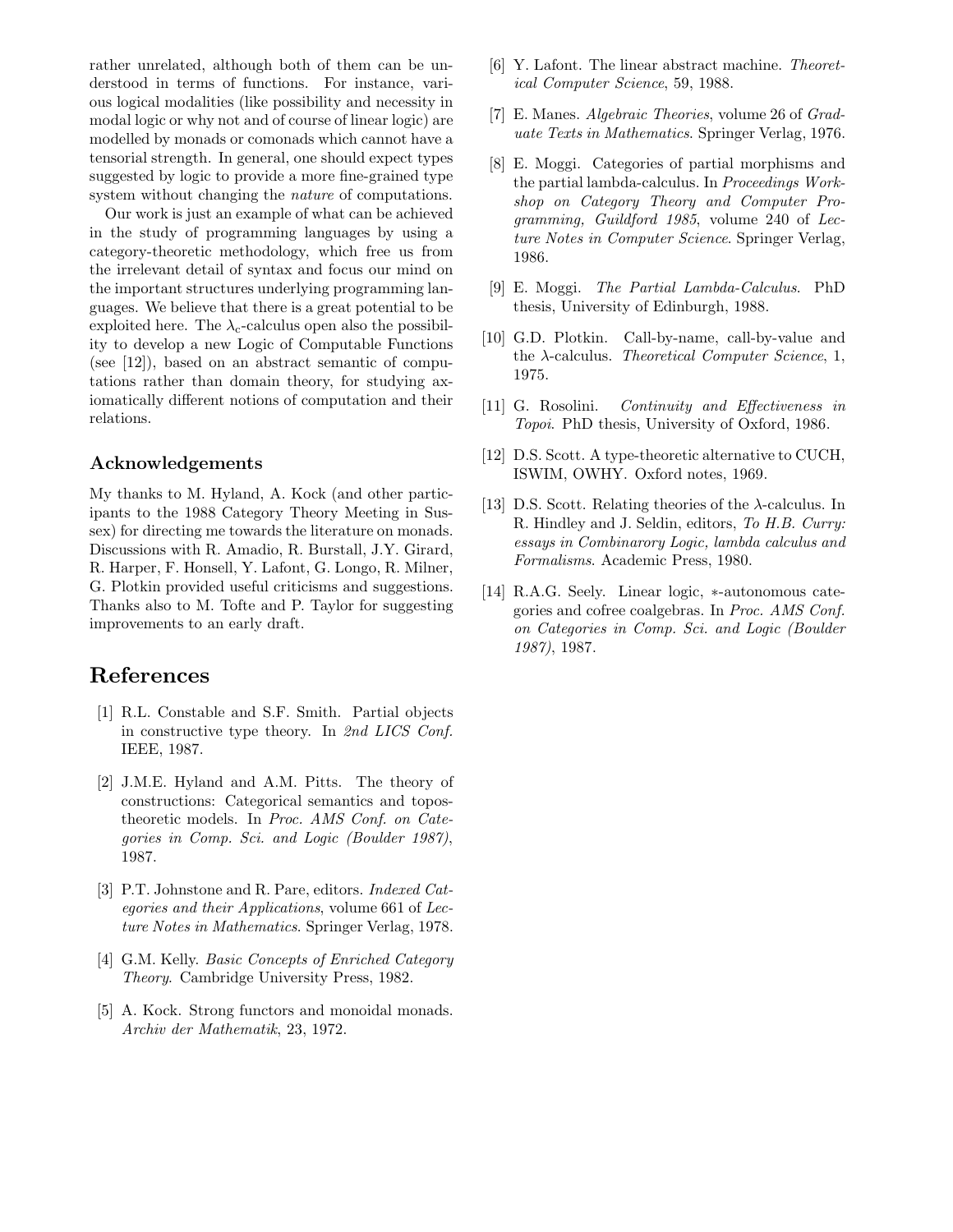rather unrelated, although both of them can be understood in terms of functions. For instance, various logical modalities (like possibility and necessity in modal logic or why not and of course of linear logic) are modelled by monads or comonads which cannot have a tensorial strength. In general, one should expect types suggested by logic to provide a more fine-grained type system without changing the *nature* of computations.

Our work is just an example of what can be achieved in the study of programming languages by using a category-theoretic methodology, which free us from the irrelevant detail of syntax and focus our mind on the important structures underlying programming languages. We believe that there is a great potential to be exploited here. The $\lambda_c$-calculus open also the possibility to develop a new Logic of Computable Functions (see [12]), based on an abstract semantic of computations rather than domain theory, for studying axiomatically different notions of computation and their relations.

### Acknowledgements

My thanks to M. Hyland, A. Kock (and other participants to the 1988 Category Theory Meeting in Sussex) for directing me towards the literature on monads. Discussions with R. Amadio, R. Burstall, J.Y. Girard, R. Harper, F. Honsell, Y. Lafont, G. Longo, R. Milner, G. Plotkin provided useful criticisms and suggestions. Thanks also to M. Tofte and P. Taylor for suggesting improvements to an early draft.

## References

[1] R.L. Constable and S.F. Smith. Partial objects in constructive type theory. In *2nd LICS Conf.* IEEE, 1987.

[2] J.M.E. Hyland and A.M. Pitts. The theory of constructions: Categorical semantics and topos-theoretic models. In *Proc. AMS Conf. on Categories in Comp. Sci. and Logic (Boulder 1987)*, 1987.

[3] P.T. Johnstone and R. Pare, editors. *Indexed Categories and their Applications*, volume 661 of *Lecture Notes in Mathematics*. Springer Verlag, 1978.

[4] G.M. Kelly. *Basic Concepts of Enriched Category Theory*. Cambridge University Press, 1982.

[5] A. Kock. Strong functors and monoidal monads. *Archiv der Mathematik*, 23, 1972.

[6] Y. Lafont. The linear abstract machine. *Theoretical Computer Science*, 59, 1988.

[7] E. Manes. *Algebraic Theories*, volume 26 of *Graduate Texts in Mathematics*. Springer Verlag, 1976.

[8] E. Moggi. Categories of partial morphisms and the partial lambda-calculus. In *Proceedings Workshop on Category Theory and Computer Programming, Guildford 1985*, volume 240 of *Lecture Notes in Computer Science*. Springer Verlag, 1986.

[9] E. Moggi. *The Partial Lambda-Calculus*. PhD thesis, University of Edinburgh, 1988.

[10] G.D. Plotkin. Call-by-name, call-by-value and the $\lambda$-calculus. *Theoretical Computer Science*, 1, 1975.

[11] G. Rosolini. *Continuity and Effectiveness in Topoi*. PhD thesis, University of Oxford, 1986.

[12] D.S. Scott. A type-theoretic alternative to CUCH, ISWIM, OWHY. Oxford notes, 1969.

[13] D.S. Scott. Relating theories of the $\lambda$-calculus. In R. Hindley and J. Seldin, editors, *To H.B. Curry: essays in Combinarory Logic, lambda calculus and Formalisms*. Academic Press, 1980.

[14] R.A.G. Seely. Linear logic, $*$-autonomous categories and cofree coalgebras. In *Proc. AMS Conf. on Categories in Comp. Sci. and Logic (Boulder 1987)*, 1987.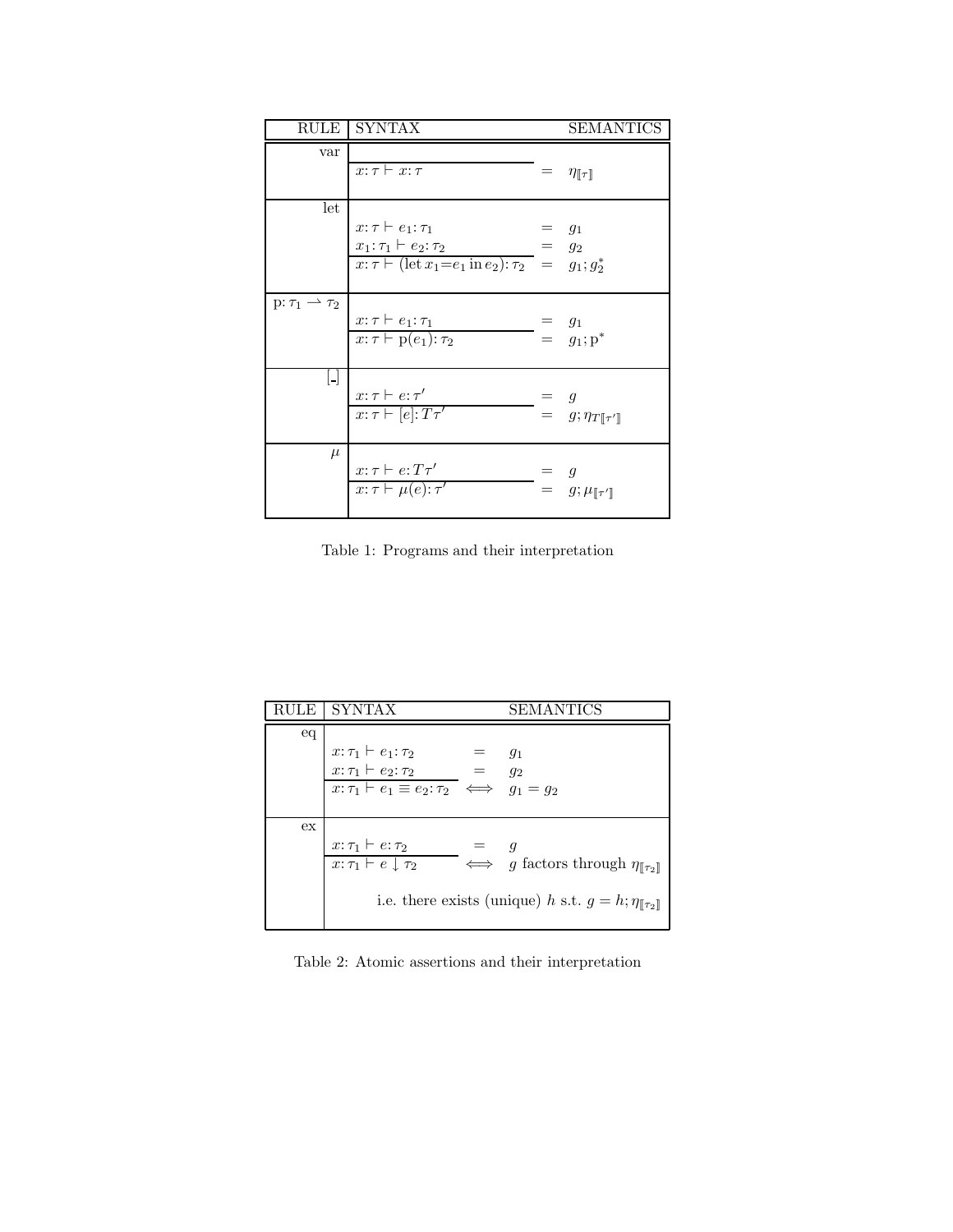| RULE | SYNTAX | | SEMANTICS |
|---|---|---|---|
| var | $\overline{x\colon\tau \vdash x\colon\tau}$ | $=$ | $\eta_{[\![\tau]\!]}$ |
| let | $x\colon\tau \vdash e_1\colon\tau_1$ | $=$ | $g_1$ |
| | $x_1\colon\tau_1 \vdash e_2\colon\tau_2$ | $=$ | $g_2$ |
| | $\overline{x\colon\tau \vdash (\mathrm{let}\, x_1{=}e_1 \,\mathrm{in}\, e_2)\colon\tau_2}$ | $=$ | $g_1; g_2^*$ |
| $\mathrm{p}\colon\tau_1 \rightharpoonup \tau_2$ | $x\colon\tau \vdash e_1\colon\tau_1$ | $=$ | $g_1$ |
| | $\overline{x\colon\tau \vdash \mathrm{p}(e_1)\colon\tau_2}$ | $=$ | $g_1; \mathrm{p}^*$ |
| $[\_]$ | $x\colon\tau \vdash e\colon\tau'$ | $=$ | $g$ |
| | $\overline{x\colon\tau \vdash [e]\colon T\tau'}$ | $=$ | $g; \eta_{T[\![\tau']\!]}$ |
| $\mu$ | $x\colon\tau \vdash e\colon T\tau'$ | $=$ | $g$ |
| | $\overline{x\colon\tau \vdash \mu(e)\colon\tau'}$ | $=$ | $g; \mu_{[\![\tau']\!]}$ |

Table 1: Programs and their interpretation

| RULE | SYNTAX | | SEMANTICS |
|---|---|---|---|
| eq | $x\colon\tau_1 \vdash e_1\colon\tau_2$ | $=$ | $g_1$ |
| | $x\colon\tau_1 \vdash e_2\colon\tau_2$ | $=$ | $g_2$ |
| | $\overline{x\colon\tau_1 \vdash e_1 \equiv e_2\colon\tau_2}$ | $\iff$ | $g_1 = g_2$ |
| ex | $x\colon\tau_1 \vdash e\colon\tau_2$ | $=$ | $g$ |
| | $\overline{x\colon\tau_1 \vdash e \downarrow \tau_2}$ | $\iff$ | $g$ factors through $\eta_{[\![\tau_2]\!]}$ |
| | | | i.e. there exists (unique) $h$ s.t. $g = h; \eta_{[\![\tau_2]\!]}$ |

Table 2: Atomic assertions and their interpretation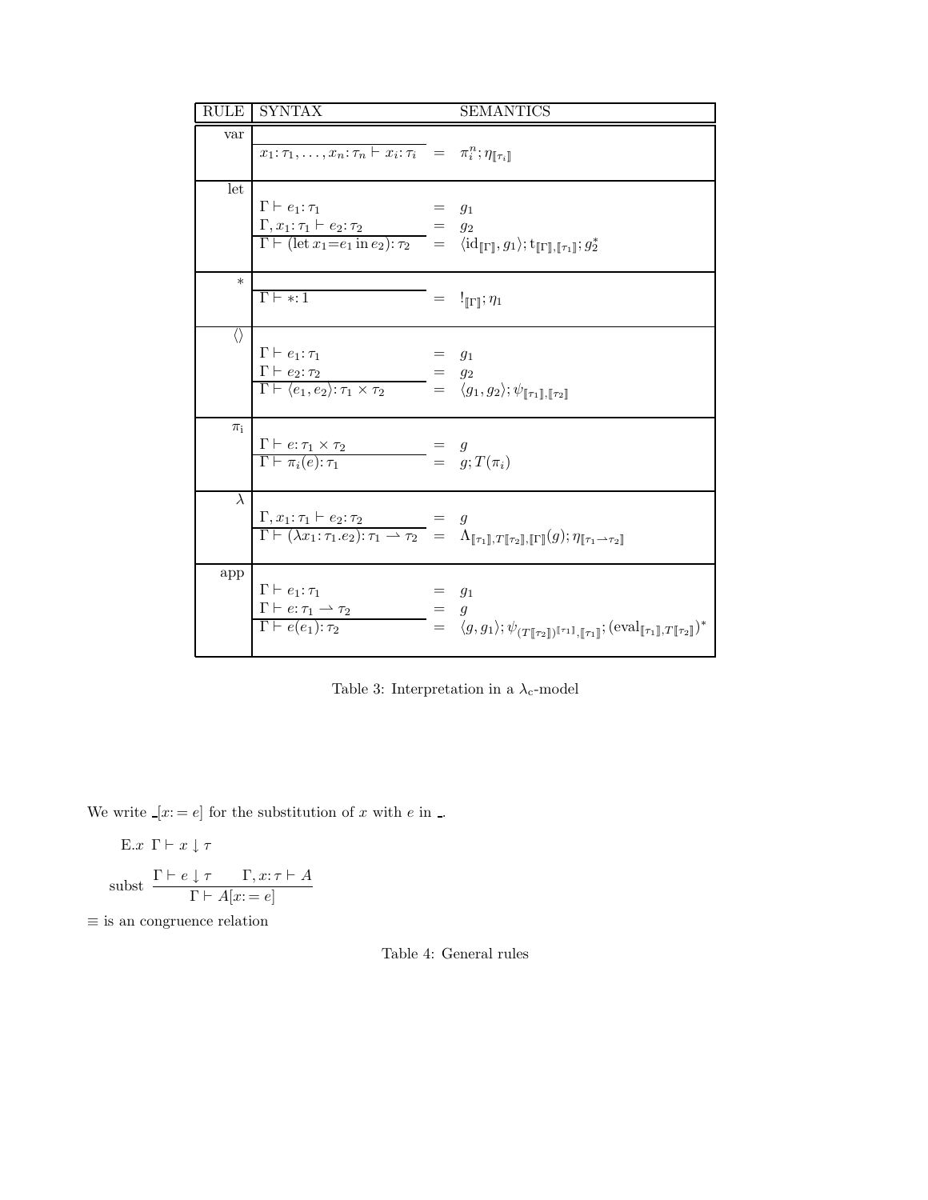| RULE | SYNTAX | | SEMANTICS |
|---|---|---|---|
| var | $\overline{x_1\colon\tau_1,\ldots,x_n\colon\tau_n \vdash x_i\colon\tau_i}$ | $=$ | $\pi^n_i;\eta_{[\![\tau_i]\!]}$ |
| let | $\Gamma\vdash e_1\colon\tau_1$ | $=$ | $g_1$ |
| | $\Gamma,x_1\colon\tau_1\vdash e_2\colon\tau_2$ | $=$ | $g_2$ |
| | $\overline{\Gamma\vdash(\mathrm{let}\,x_1{=}e_1\,\mathrm{in}\,e_2)\colon\tau_2}$ | $=$ | $\langle \mathrm{id}_{[\![\Gamma]\!]},g_1\rangle;\mathrm{t}_{[\![\Gamma]\!],[\![\tau_1]\!]};g_2^*$ |
| $*$ | $\overline{\Gamma\vdash *\colon 1}$ | $=$ | $!_{[\![\Gamma]\!]};\eta_1$ |
| $\langle\rangle$ | $\Gamma\vdash e_1\colon\tau_1$ | $=$ | $g_1$ |
| | $\Gamma\vdash e_2\colon\tau_2$ | $=$ | $g_2$ |
| | $\overline{\Gamma\vdash\langle e_1,e_2\rangle\colon\tau_1\times\tau_2}$ | $=$ | $\langle g_1,g_2\rangle;\psi_{[\![\tau_1]\!],[\![\tau_2]\!]}$ |
| $\pi_i$ | $\Gamma\vdash e\colon\tau_1\times\tau_2$ | $=$ | $g$ |
| | $\overline{\Gamma\vdash\pi_i(e)\colon\tau_1}$ | $=$ | $g;T(\pi_i)$ |
| $\lambda$ | $\Gamma,x_1\colon\tau_1\vdash e_2\colon\tau_2$ | $=$ | $g$ |
| | $\overline{\Gamma\vdash(\lambda x_1\colon\tau_1.e_2)\colon\tau_1\rightharpoonup\tau_2}$ | $=$ | $\Lambda_{[\![\tau_1]\!],T[\![\tau_2]\!],[\![\Gamma]\!]}(g);\eta_{[\![\tau_1\rightharpoonup\tau_2]\!]}$ |
| app | $\Gamma\vdash e_1\colon\tau_1$ | $=$ | $g_1$ |
| | $\Gamma\vdash e\colon\tau_1\rightharpoonup\tau_2$ | $=$ | $g$ |
| | $\overline{\Gamma\vdash e(e_1)\colon\tau_2}$ | $=$ | $\langle g,g_1\rangle;\psi_{(T[\![\tau_2]\!])^{[\![\tau_1]\!]},[\![\tau_1]\!]};(\mathrm{eval}_{[\![\tau_1]\!],T[\![\tau_2]\!]})^*$ |

Table 3: Interpretation in a $\lambda_c$-model

We write _$[x\colon= e]$ for the substitution of $x$ with $e$ in _.

E.$x$ $\Gamma\vdash x\downarrow\tau$

$$\text{subst}\ \frac{\Gamma\vdash e\downarrow\tau \qquad \Gamma,x\colon\tau\vdash A}{\Gamma\vdash A[x\colon= e]}$$

$\equiv$ is an congruence relation

Table 4: General rules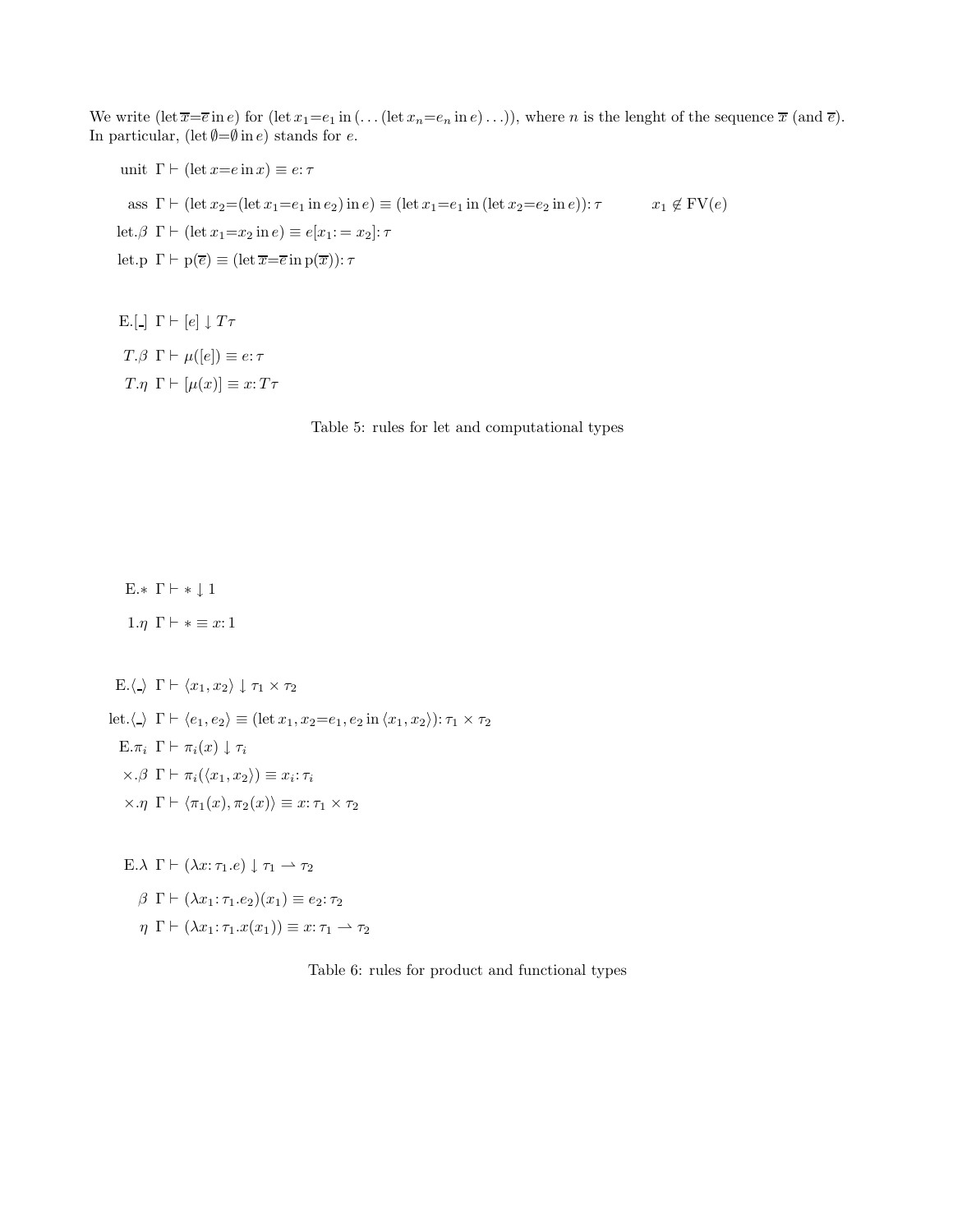We write $(\mathrm{let}\,\overline{x}{=}\overline{e}\,\mathrm{in}\,e)$ for $(\mathrm{let}\,x_1{=}e_1\,\mathrm{in}\,(\ldots(\mathrm{let}\,x_n{=}e_n\,\mathrm{in}\,e)\ldots))$, where $n$ is the lenght of the sequence $\overline{x}$ (and $\overline{e}$). In particular, $(\mathrm{let}\,\emptyset{=}\emptyset\,\mathrm{in}\,e)$ stands for $e$.

| | | |
|---|---|---|
| unit | $\Gamma \vdash (\mathrm{let}\,x{=}e\,\mathrm{in}\,x) \equiv e\colon \tau$ | |
| ass | $\Gamma \vdash (\mathrm{let}\,x_2{=}(\mathrm{let}\,x_1{=}e_1\,\mathrm{in}\,e_2)\,\mathrm{in}\,e) \equiv (\mathrm{let}\,x_1{=}e_1\,\mathrm{in}\,(\mathrm{let}\,x_2{=}e_2\,\mathrm{in}\,e))\colon \tau$ | $x_1 \notin \mathrm{FV}(e)$ |
| let.$\beta$ | $\Gamma \vdash (\mathrm{let}\,x_1{=}x_2\,\mathrm{in}\,e) \equiv e[x_1 := x_2]\colon \tau$ | |
| let.p | $\Gamma \vdash \mathrm{p}(\overline{e}) \equiv (\mathrm{let}\,\overline{x}{=}\overline{e}\,\mathrm{in}\,\mathrm{p}(\overline{x}))\colon \tau$ | |
| E.[_] | $\Gamma \vdash [e] \downarrow T\tau$ | |
| $T.\beta$ | $\Gamma \vdash \mu([e]) \equiv e\colon \tau$ | |
| $T.\eta$ | $\Gamma \vdash [\mu(x)] \equiv x\colon T\tau$ | |

Table 5: rules for let and computational types

| | |
|---|---|
| E.$*$ | $\Gamma \vdash * \downarrow 1$ |
| 1.$\eta$ | $\Gamma \vdash * \equiv x\colon 1$ |
| E.$\langle\_\rangle$ | $\Gamma \vdash \langle x_1, x_2\rangle \downarrow \tau_1 \times \tau_2$ |
| let.$\langle\_\rangle$ | $\Gamma \vdash \langle e_1, e_2\rangle \equiv (\mathrm{let}\,x_1, x_2{=}e_1, e_2\,\mathrm{in}\,\langle x_1, x_2\rangle)\colon \tau_1 \times \tau_2$ |
| E.$\pi_i$ | $\Gamma \vdash \pi_i(x) \downarrow \tau_i$ |
| $\times.\beta$ | $\Gamma \vdash \pi_i(\langle x_1, x_2\rangle) \equiv x_i\colon \tau_i$ |
| $\times.\eta$ | $\Gamma \vdash \langle \pi_1(x), \pi_2(x)\rangle \equiv x\colon \tau_1 \times \tau_2$ |
| E.$\lambda$ | $\Gamma \vdash (\lambda x\colon \tau_1.e) \downarrow \tau_1 \rightharpoonup \tau_2$ |
| $\beta$ | $\Gamma \vdash (\lambda x_1\colon \tau_1.e_2)(x_1) \equiv e_2\colon \tau_2$ |
| $\eta$ | $\Gamma \vdash (\lambda x_1\colon \tau_1.x(x_1)) \equiv x\colon \tau_1 \rightharpoonup \tau_2$ |

Table 6: rules for product and functional types